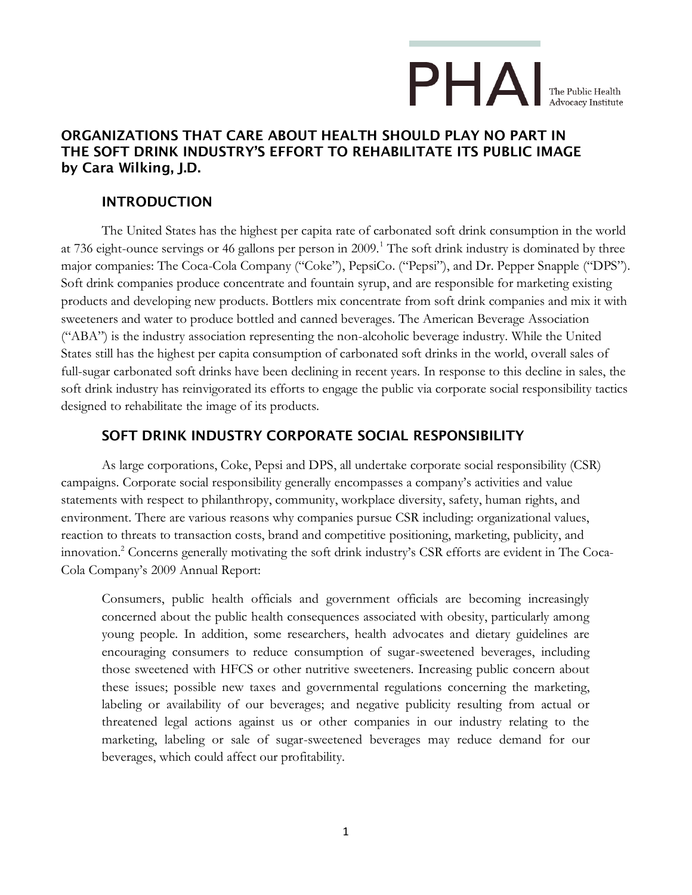PHAI The Public Health Advocacy Institute

# ORGANIZATIONS THAT CARE ABOUT HEALTH SHOULD PLAY NO PART IN THE SOFT DRINK INDUSTRY'S EFFORT TO REHABILITATE ITS PUBLIC IMAGE

**by Cara Wilking, J.D.**

## INTRODUCTION

The United States has the highest per capita rate of carbonated soft drink consumption in the world at 736 eight-ounce servings or 46 gallons per person in 2009.[1] The soft drink industry is dominated by three major companies: The Coca-Cola Company ("Coke"), PepsiCo. ("Pepsi"), and Dr. Pepper Snapple ("DPS"). Soft drink companies produce concentrate and fountain syrup, and are responsible for marketing existing products and developing new products. Bottlers mix concentrate from soft drink companies and mix it with sweeteners and water to produce bottled and canned beverages. The American Beverage Association ("ABA") is the industry association representing the non-alcoholic beverage industry. While the United States still has the highest per capita consumption of carbonated soft drinks in the world, overall sales of full-sugar carbonated soft drinks have been declining in recent years. In response to this decline in sales, the soft drink industry has reinvigorated its efforts to engage the public via corporate social responsibility tactics designed to rehabilitate the image of its products.

## SOFT DRINK INDUSTRY CORPORATE SOCIAL RESPONSIBILITY

As large corporations, Coke, Pepsi and DPS, all undertake corporate social responsibility (CSR) campaigns. Corporate social responsibility generally encompasses a company's activities and value statements with respect to philanthropy, community, workplace diversity, safety, human rights, and environment. There are various reasons why companies pursue CSR including: organizational values, reaction to threats to transaction costs, brand and competitive positioning, marketing, publicity, and innovation.[2] Concerns generally motivating the soft drink industry's CSR efforts are evident in The Coca-Cola Company's 2009 Annual Report:

> Consumers, public health officials and government officials are becoming increasingly concerned about the public health consequences associated with obesity, particularly among young people. In addition, some researchers, health advocates and dietary guidelines are encouraging consumers to reduce consumption of sugar-sweetened beverages, including those sweetened with HFCS or other nutritive sweeteners. Increasing public concern about these issues; possible new taxes and governmental regulations concerning the marketing, labeling or availability of our beverages; and negative publicity resulting from actual or threatened legal actions against us or other companies in our industry relating to the marketing, labeling or sale of sugar-sweetened beverages may reduce demand for our beverages, which could affect our profitability.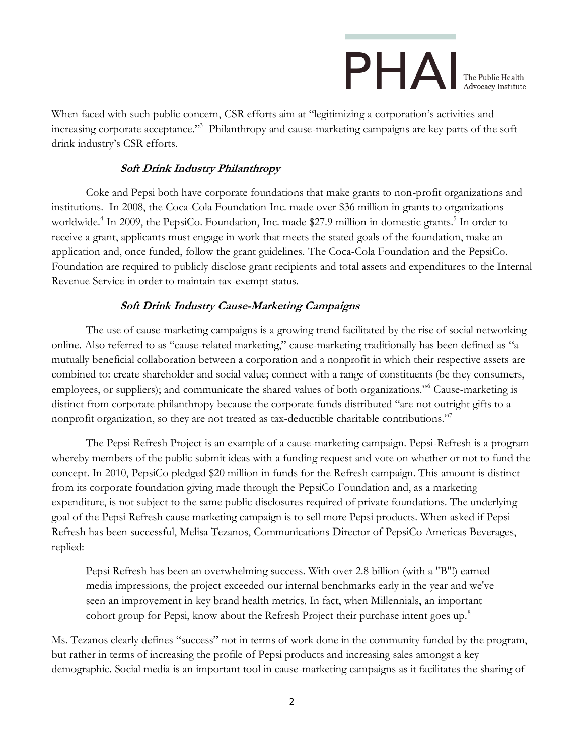When faced with such public concern, CSR efforts aim at "legitimizing a corporation's activities and increasing corporate acceptance."[3] Philanthropy and cause-marketing campaigns are key parts of the soft drink industry's CSR efforts.

### *Soft Drink Industry Philanthropy*

Coke and Pepsi both have corporate foundations that make grants to non-profit organizations and institutions. In 2008, the Coca-Cola Foundation Inc. made over $36 million in grants to organizations worldwide.[4] In 2009, the PepsiCo. Foundation, Inc. made $27.9 million in domestic grants.[5] In order to receive a grant, applicants must engage in work that meets the stated goals of the foundation, make an application and, once funded, follow the grant guidelines. The Coca-Cola Foundation and the PepsiCo. Foundation are required to publicly disclose grant recipients and total assets and expenditures to the Internal Revenue Service in order to maintain tax-exempt status.

### *Soft Drink Industry Cause-Marketing Campaigns*

The use of cause-marketing campaigns is a growing trend facilitated by the rise of social networking online. Also referred to as "cause-related marketing," cause-marketing traditionally has been defined as "a mutually beneficial collaboration between a corporation and a nonprofit in which their respective assets are combined to: create shareholder and social value; connect with a range of constituents (be they consumers, employees, or suppliers); and communicate the shared values of both organizations."[6] Cause-marketing is distinct from corporate philanthropy because the corporate funds distributed "are not outright gifts to a nonprofit organization, so they are not treated as tax-deductible charitable contributions."[7]

The Pepsi Refresh Project is an example of a cause-marketing campaign. Pepsi-Refresh is a program whereby members of the public submit ideas with a funding request and vote on whether or not to fund the concept. In 2010, PepsiCo pledged $20 million in funds for the Refresh campaign. This amount is distinct from its corporate foundation giving made through the PepsiCo Foundation and, as a marketing expenditure, is not subject to the same public disclosures required of private foundations. The underlying goal of the Pepsi Refresh cause marketing campaign is to sell more Pepsi products. When asked if Pepsi Refresh has been successful, Melisa Tezanos, Communications Director of PepsiCo Americas Beverages, replied:

> Pepsi Refresh has been an overwhelming success. With over 2.8 billion (with a "B"!) earned media impressions, the project exceeded our internal benchmarks early in the year and we've seen an improvement in key brand health metrics. In fact, when Millennials, an important cohort group for Pepsi, know about the Refresh Project their purchase intent goes up.[8]

Ms. Tezanos clearly defines "success" not in terms of work done in the community funded by the program, but rather in terms of increasing the profile of Pepsi products and increasing sales amongst a key demographic. Social media is an important tool in cause-marketing campaigns as it facilitates the sharing of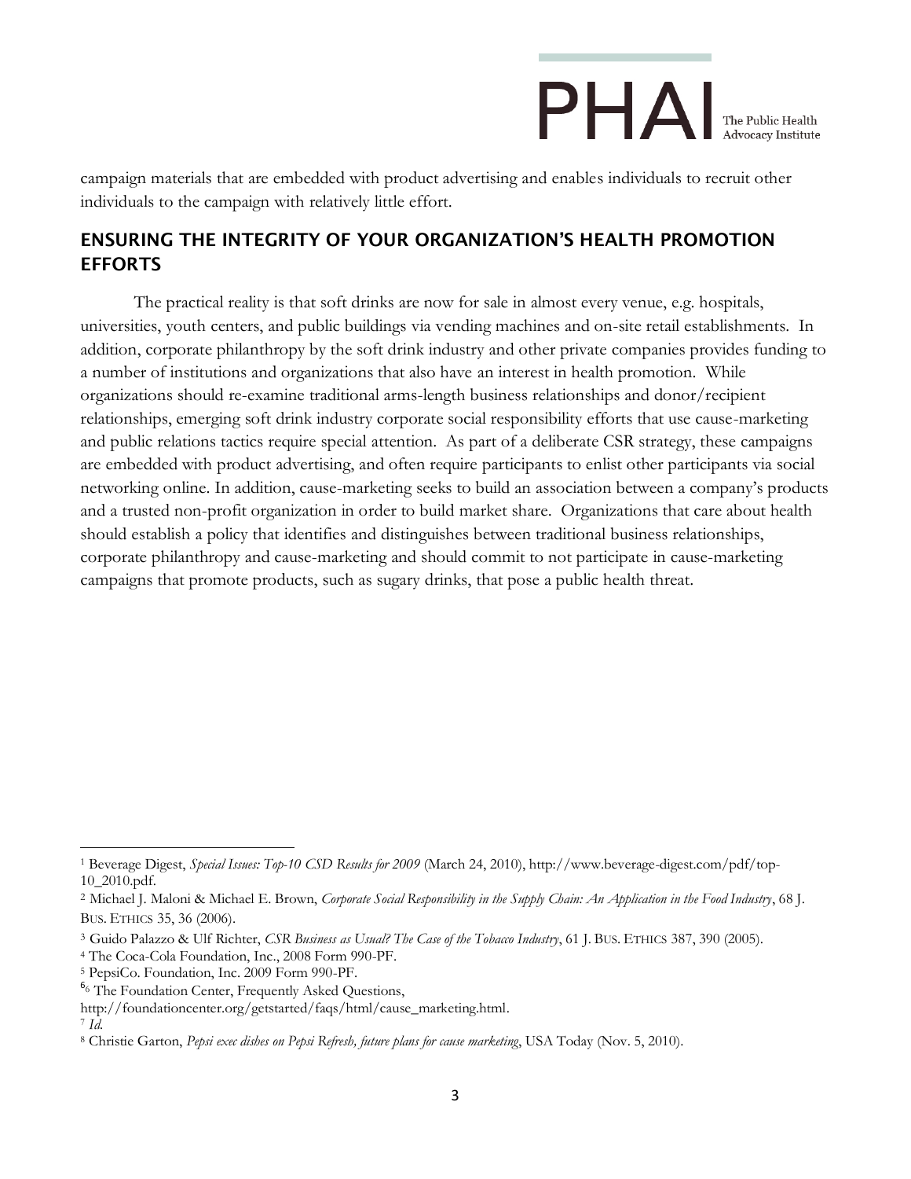campaign materials that are embedded with product advertising and enables individuals to recruit other individuals to the campaign with relatively little effort.

## ENSURING THE INTEGRITY OF YOUR ORGANIZATION'S HEALTH PROMOTION EFFORTS

The practical reality is that soft drinks are now for sale in almost every venue, e.g. hospitals, universities, youth centers, and public buildings via vending machines and on-site retail establishments. In addition, corporate philanthropy by the soft drink industry and other private companies provides funding to a number of institutions and organizations that also have an interest in health promotion. While organizations should re-examine traditional arms-length business relationships and donor/recipient relationships, emerging soft drink industry corporate social responsibility efforts that use cause-marketing and public relations tactics require special attention. As part of a deliberate CSR strategy, these campaigns are embedded with product advertising, and often require participants to enlist other participants via social networking online. In addition, cause-marketing seeks to build an association between a company's products and a trusted non-profit organization in order to build market share. Organizations that care about health should establish a policy that identifies and distinguishes between traditional business relationships, corporate philanthropy and cause-marketing and should commit to not participate in cause-marketing campaigns that promote products, such as sugary drinks, that pose a public health threat.

---

[1] Beverage Digest, *Special Issues: Top-10 CSD Results for 2009* (March 24, 2010), http://www.beverage-digest.com/pdf/top-10_2010.pdf.

[2] Michael J. Maloni & Michael E. Brown, *Corporate Social Responsibility in the Supply Chain: An Application in the Food Industry*, 68 J. BUS. ETHICS 35, 36 (2006).

[3] Guido Palazzo & Ulf Richter, *CSR Business as Usual? The Case of the Tobacco Industry*, 61 J. BUS. ETHICS 387, 390 (2005).

[4] The Coca-Cola Foundation, Inc., 2008 Form 990-PF.

[5] PepsiCo. Foundation, Inc. 2009 Form 990-PF.

[6] The Foundation Center, Frequently Asked Questions, http://foundationcenter.org/getstarted/faqs/html/cause_marketing.html.

[7] *Id.*

[8] Christie Garton, *Pepsi exec dishes on Pepsi Refresh, future plans for cause marketing*, USA Today (Nov. 5, 2010).